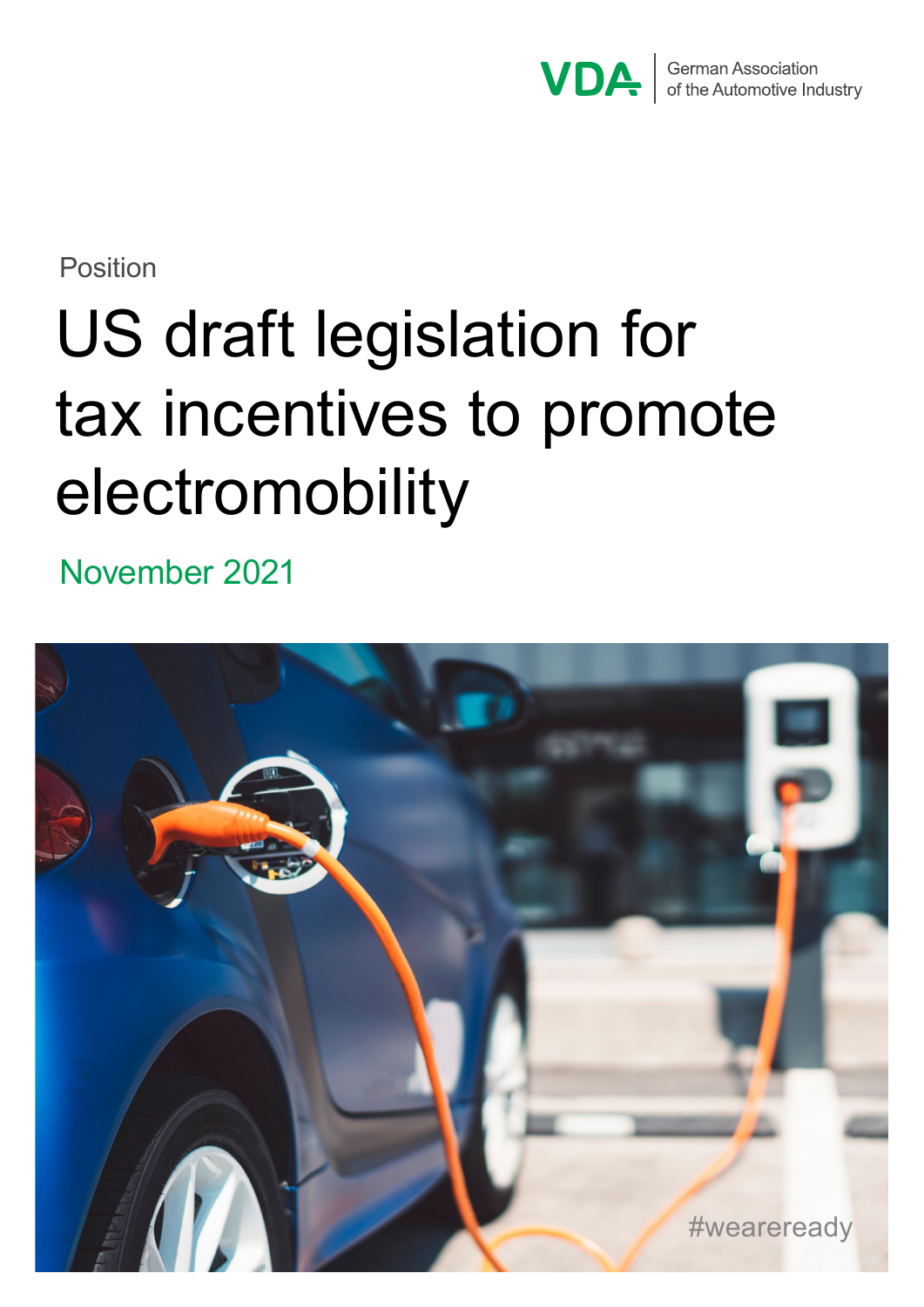VDA | German Association of the Automotive Industry

Position

# US draft legislation for tax incentives to promote electromobility

November 2021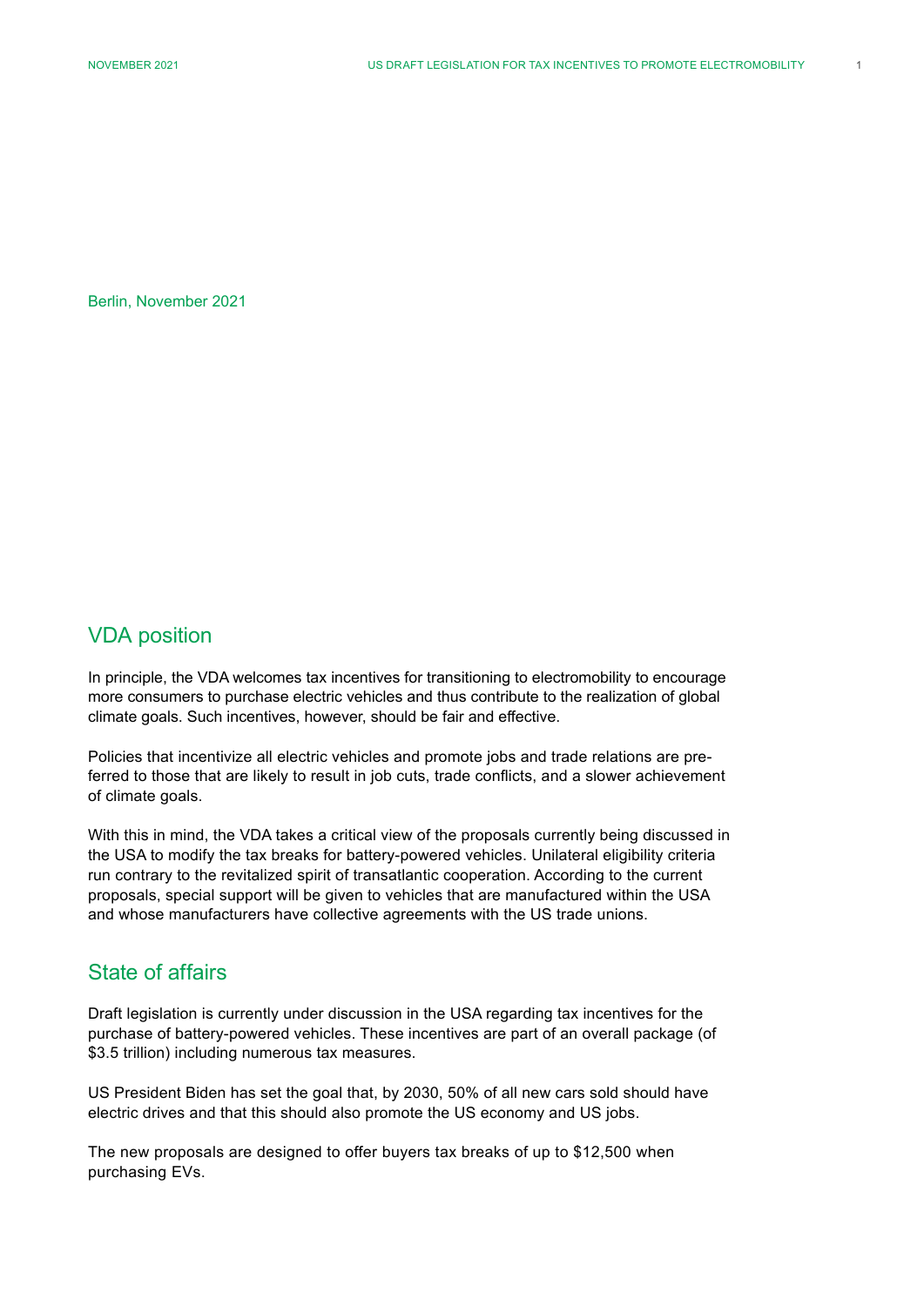Berlin, November 2021

## VDA position

In principle, the VDA welcomes tax incentives for transitioning to electromobility to encourage more consumers to purchase electric vehicles and thus contribute to the realization of global climate goals. Such incentives, however, should be fair and effective.

Policies that incentivize all electric vehicles and promote jobs and trade relations are preferred to those that are likely to result in job cuts, trade conflicts, and a slower achievement of climate goals.

With this in mind, the VDA takes a critical view of the proposals currently being discussed in the USA to modify the tax breaks for battery-powered vehicles. Unilateral eligibility criteria run contrary to the revitalized spirit of transatlantic cooperation. According to the current proposals, special support will be given to vehicles that are manufactured within the USA and whose manufacturers have collective agreements with the US trade unions.

## State of affairs

Draft legislation is currently under discussion in the USA regarding tax incentives for the purchase of battery-powered vehicles. These incentives are part of an overall package (of $3.5 trillion) including numerous tax measures.

US President Biden has set the goal that, by 2030, 50% of all new cars sold should have electric drives and that this should also promote the US economy and US jobs.

The new proposals are designed to offer buyers tax breaks of up to $12,500 when purchasing EVs.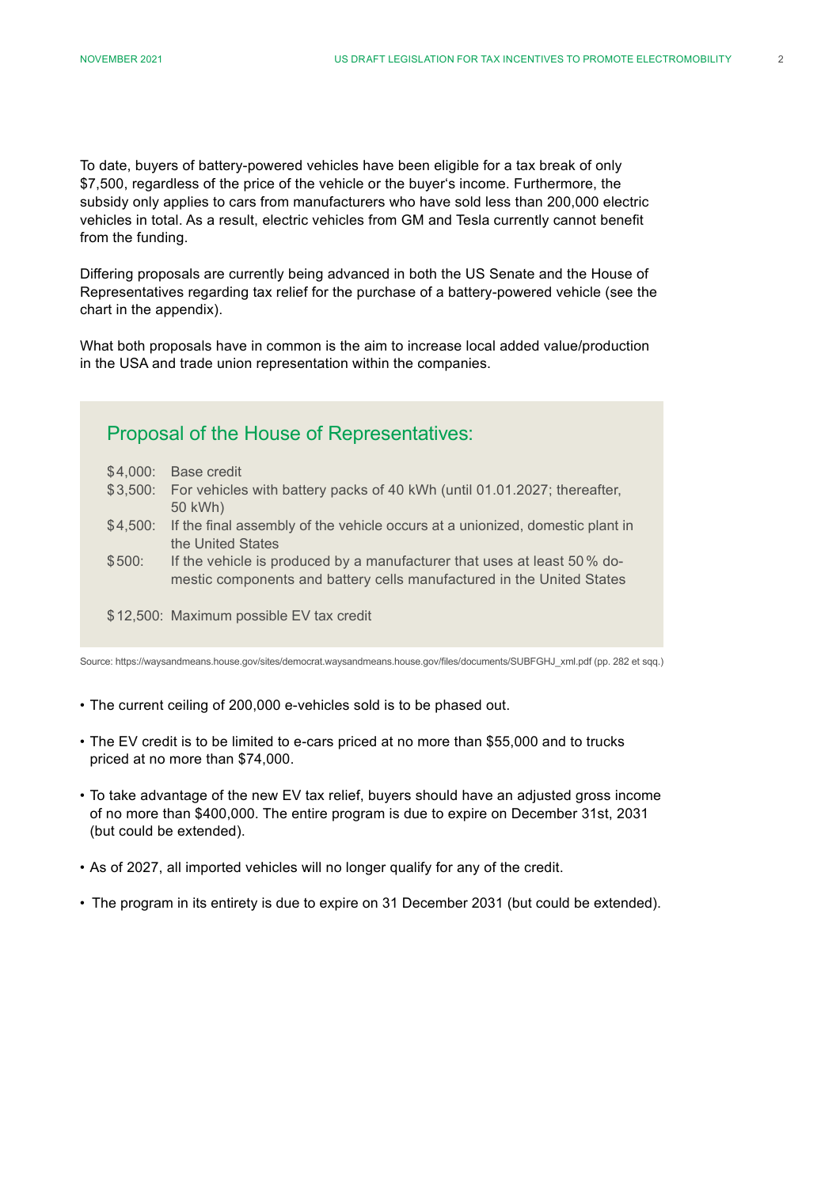To date, buyers of battery-powered vehicles have been eligible for a tax break of only $7,500, regardless of the price of the vehicle or the buyer's income. Furthermore, the subsidy only applies to cars from manufacturers who have sold less than 200,000 electric vehicles in total. As a result, electric vehicles from GM and Tesla currently cannot benefit from the funding.

Differing proposals are currently being advanced in both the US Senate and the House of Representatives regarding tax relief for the purchase of a battery-powered vehicle (see the chart in the appendix).

What both proposals have in common is the aim to increase local added value/production in the USA and trade union representation within the companies.

## Proposal of the House of Representatives:

| | |
|---|---|
| $4,000: | Base credit |
| $3,500: | For vehicles with battery packs of 40 kWh (until 01.01.2027; thereafter, 50 kWh) |
| $4,500: | If the final assembly of the vehicle occurs at a unionized, domestic plant in the United States |
| $500: | If the vehicle is produced by a manufacturer that uses at least 50 % domestic components and battery cells manufactured in the United States |
| $12,500: | Maximum possible EV tax credit |

Source: https://waysandmeans.house.gov/sites/democrat.waysandmeans.house.gov/files/documents/SUBFGHJ_xml.pdf (pp. 282 et sqq.)

- The current ceiling of 200,000 e-vehicles sold is to be phased out.
- The EV credit is to be limited to e-cars priced at no more than $55,000 and to trucks priced at no more than $74,000.
- To take advantage of the new EV tax relief, buyers should have an adjusted gross income of no more than $400,000. The entire program is due to expire on December 31st, 2031 (but could be extended).
- As of 2027, all imported vehicles will no longer qualify for any of the credit.
- The program in its entirety is due to expire on 31 December 2031 (but could be extended).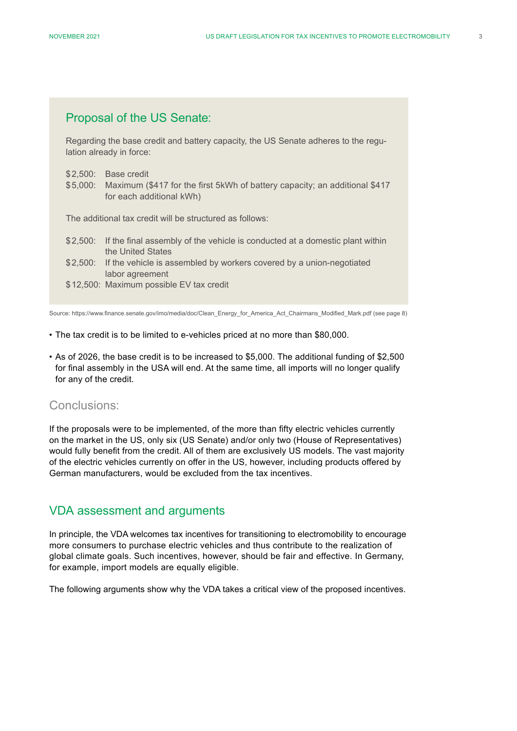## Proposal of the US Senate:

Regarding the base credit and battery capacity, the US Senate adheres to the regulation already in force:

- $2,500: Base credit
- $5,000: Maximum ($417 for the first 5kWh of battery capacity; an additional $417 for each additional kWh)

The additional tax credit will be structured as follows:

- $2,500: If the final assembly of the vehicle is conducted at a domestic plant within the United States
- $2,500: If the vehicle is assembled by workers covered by a union-negotiated labor agreement
- $12,500: Maximum possible EV tax credit

Source: https://www.finance.senate.gov/imo/media/doc/Clean_Energy_for_America_Act_Chairmans_Modified_Mark.pdf (see page 8)

- The tax credit is to be limited to e-vehicles priced at no more than $80,000.
- As of 2026, the base credit is to be increased to $5,000. The additional funding of $2,500 for final assembly in the USA will end. At the same time, all imports will no longer qualify for any of the credit.

## Conclusions:

If the proposals were to be implemented, of the more than fifty electric vehicles currently on the market in the US, only six (US Senate) and/or only two (House of Representatives) would fully benefit from the credit. All of them are exclusively US models. The vast majority of the electric vehicles currently on offer in the US, however, including products offered by German manufacturers, would be excluded from the tax incentives.

## VDA assessment and arguments

In principle, the VDA welcomes tax incentives for transitioning to electromobility to encourage more consumers to purchase electric vehicles and thus contribute to the realization of global climate goals. Such incentives, however, should be fair and effective. In Germany, for example, import models are equally eligible.

The following arguments show why the VDA takes a critical view of the proposed incentives.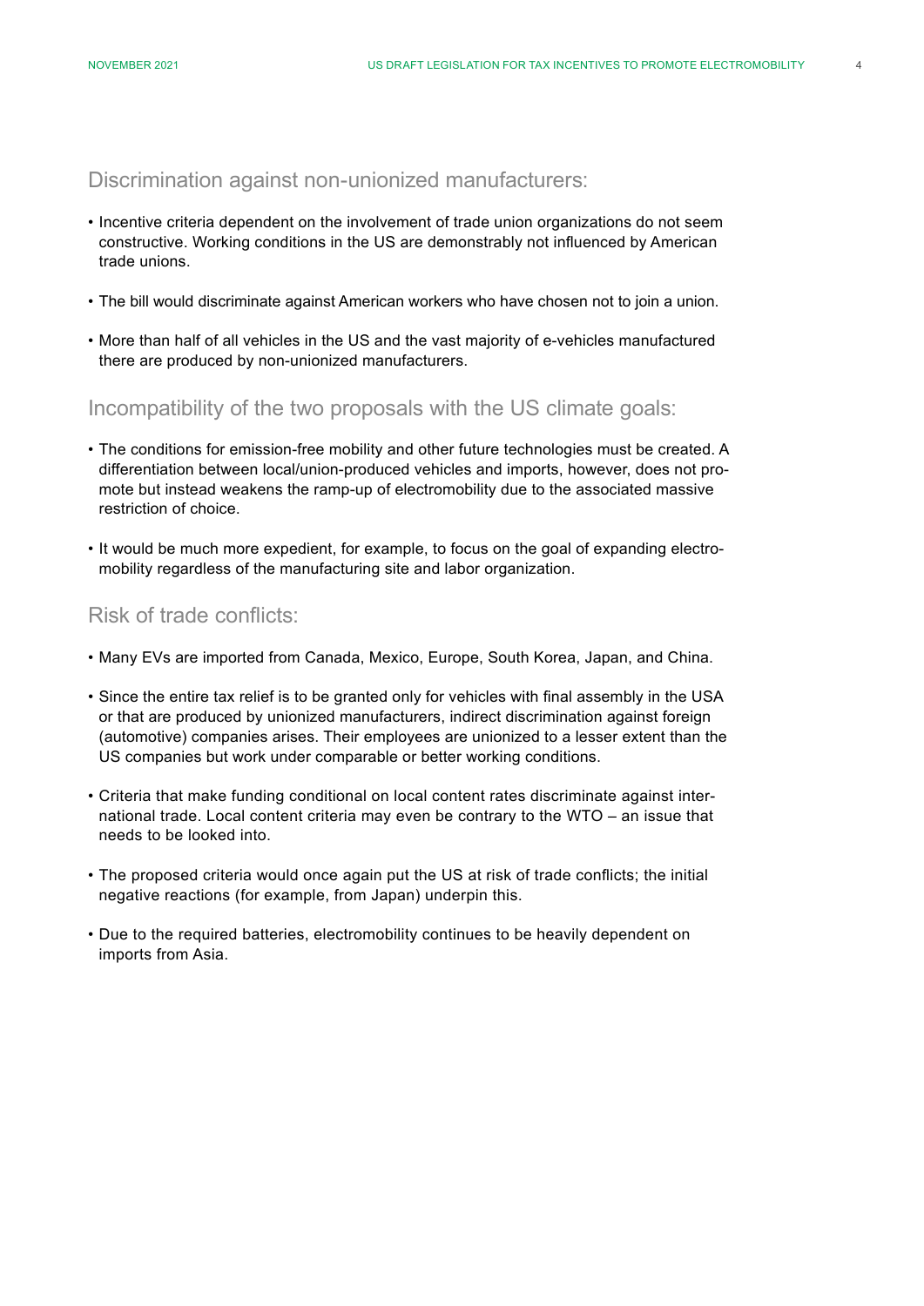## Discrimination against non-unionized manufacturers:

- Incentive criteria dependent on the involvement of trade union organizations do not seem constructive. Working conditions in the US are demonstrably not influenced by American trade unions.
- The bill would discriminate against American workers who have chosen not to join a union.
- More than half of all vehicles in the US and the vast majority of e-vehicles manufactured there are produced by non-unionized manufacturers.

## Incompatibility of the two proposals with the US climate goals:

- The conditions for emission-free mobility and other future technologies must be created. A differentiation between local/union-produced vehicles and imports, however, does not promote but instead weakens the ramp-up of electromobility due to the associated massive restriction of choice.
- It would be much more expedient, for example, to focus on the goal of expanding electromobility regardless of the manufacturing site and labor organization.

## Risk of trade conflicts:

- Many EVs are imported from Canada, Mexico, Europe, South Korea, Japan, and China.
- Since the entire tax relief is to be granted only for vehicles with final assembly in the USA or that are produced by unionized manufacturers, indirect discrimination against foreign (automotive) companies arises. Their employees are unionized to a lesser extent than the US companies but work under comparable or better working conditions.
- Criteria that make funding conditional on local content rates discriminate against international trade. Local content criteria may even be contrary to the WTO – an issue that needs to be looked into.
- The proposed criteria would once again put the US at risk of trade conflicts; the initial negative reactions (for example, from Japan) underpin this.
- Due to the required batteries, electromobility continues to be heavily dependent on imports from Asia.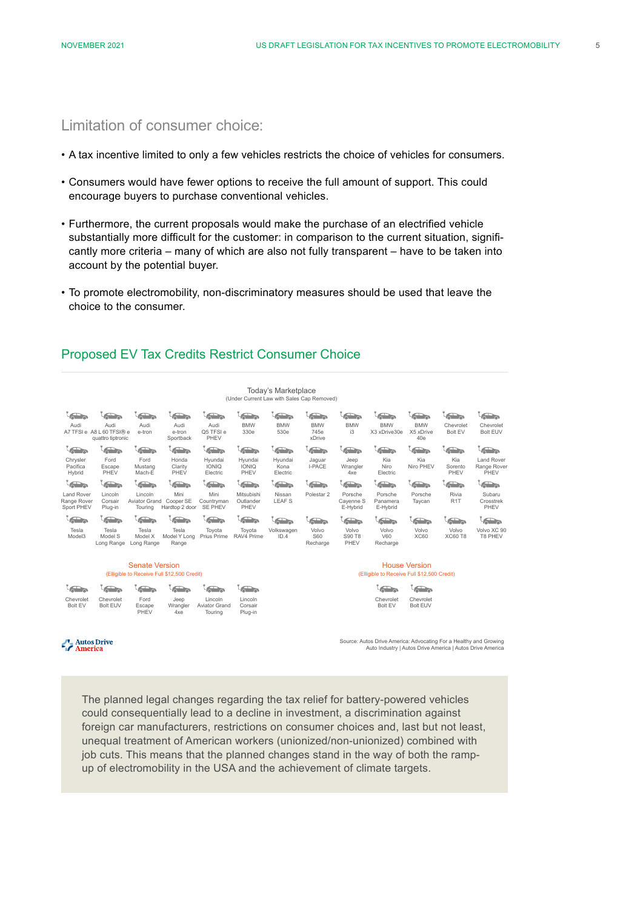## Limitation of consumer choice:

- A tax incentive limited to only a few vehicles restricts the choice of vehicles for consumers.
- Consumers would have fewer options to receive the full amount of support. This could encourage buyers to purchase conventional vehicles.
- Furthermore, the current proposals would make the purchase of an electrified vehicle substantially more difficult for the customer: in comparison to the current situation, significantly more criteria – many of which are also not fully transparent – have to be taken into account by the potential buyer.
- To promote electromobility, non-discriminatory measures should be used that leave the choice to the consumer.

## Proposed EV Tax Credits Restrict Consumer Choice

**Today's Marketplace**
(Under Current Law with Sales Cap Removed)

Audi A7 TFSI e, Audi A8 L 60 TFSI® e quattro tiptronic, Audi e-tron, Audi e-tron Sportback, Audi Q5 TFSI e PHEV, BMW 330e, BMW 530e, BMW 745e xDrive, BMW i3, BMW X3 xDrive30e, BMW X5 xDrive 40e, Chevrolet Bolt EV, Chevrolet Bolt EUV, Chrysler Pacifica Hybrid, Ford Escape PHEV, Ford Mustang Mach-E, Honda Clarity PHEV, Hyundai IONIQ Electric, Hyundai IONIQ PHEV, Hyundai Kona Electric, Jaguar I-PACE, Jeep Wrangler 4xe, Kia Niro Electric, Kia Niro PHEV, Kia Sorento PHEV, Land Rover Range Rover PHEV, Land Rover Range Rover Sport PHEV, Lincoln Corsair Plug-in, Lincoln Aviator Grand Touring, Mini Cooper SE Hardtop 2 door, Mini Countryman SE PHEV, Mitsubishi Outlander PHEV, Nissan LEAF S, Polestar 2, Porsche Cayenne S E-Hybrid, Porsche Panamera E-Hybrid, Porsche Taycan, Rivia R1T, Subaru Crosstrek PHEV, Tesla Model3, Tesla Model S Long Range, Tesla Model X Long Range, Tesla Model Y Long Range, Toyota Prius Prime, Toyota RAV4 Prime, Volkswagen ID.4, Volvo S60 Recharge, Volvo S90 T8 PHEV, Volvo V60 Recharge, Volvo XC60, Volvo XC60 T8, Volvo XC 90 T8 PHEV

**Senate Version**
(Elligible to Receive Full $12,500 Credit)

Chevrolet Bolt EV, Chevrolet Bolt EUV, Ford Escape PHEV, Jeep Wrangler 4xe, Lincoln Aviator Grand Touring, Lincoln Corsair Plug-in

**House Version**
(Elligible to Receive Full $12,500 Credit)

Chevrolet Bolt EV, Chevrolet Bolt EUV

Autos Drive America

Source: Autos Drive America: Advocating For a Healthy and Growing Auto Industry | Autos Drive America | Autos Drive America

The planned legal changes regarding the tax relief for battery-powered vehicles could consequentially lead to a decline in investment, a discrimination against foreign car manufacturers, restrictions on consumer choices and, last but not least, unequal treatment of American workers (unionized/non-unionized) combined with job cuts. This means that the planned changes stand in the way of both the ramp-up of electromobility in the USA and the achievement of climate targets.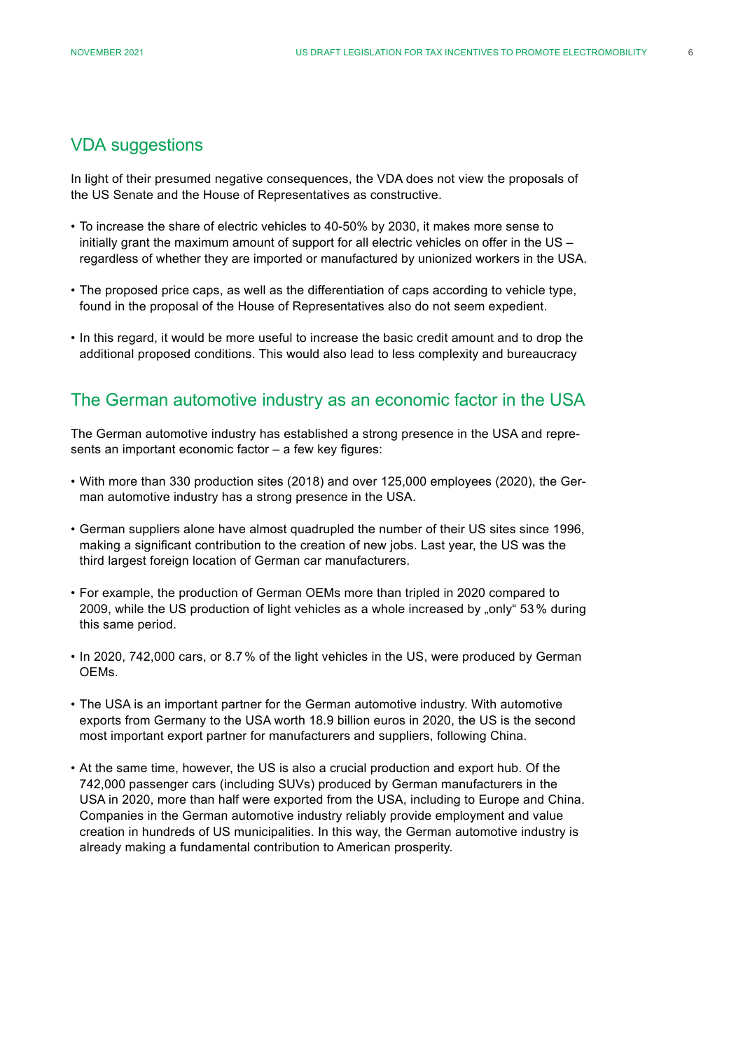## VDA suggestions

In light of their presumed negative consequences, the VDA does not view the proposals of the US Senate and the House of Representatives as constructive.

- To increase the share of electric vehicles to 40-50% by 2030, it makes more sense to initially grant the maximum amount of support for all electric vehicles on offer in the US – regardless of whether they are imported or manufactured by unionized workers in the USA.
- The proposed price caps, as well as the differentiation of caps according to vehicle type, found in the proposal of the House of Representatives also do not seem expedient.
- In this regard, it would be more useful to increase the basic credit amount and to drop the additional proposed conditions. This would also lead to less complexity and bureaucracy

## The German automotive industry as an economic factor in the USA

The German automotive industry has established a strong presence in the USA and represents an important economic factor – a few key figures:

- With more than 330 production sites (2018) and over 125,000 employees (2020), the German automotive industry has a strong presence in the USA.
- German suppliers alone have almost quadrupled the number of their US sites since 1996, making a significant contribution to the creation of new jobs. Last year, the US was the third largest foreign location of German car manufacturers.
- For example, the production of German OEMs more than tripled in 2020 compared to 2009, while the US production of light vehicles as a whole increased by „only" 53 % during this same period.
- In 2020, 742,000 cars, or 8.7 % of the light vehicles in the US, were produced by German OEMs.
- The USA is an important partner for the German automotive industry. With automotive exports from Germany to the USA worth 18.9 billion euros in 2020, the US is the second most important export partner for manufacturers and suppliers, following China.
- At the same time, however, the US is also a crucial production and export hub. Of the 742,000 passenger cars (including SUVs) produced by German manufacturers in the USA in 2020, more than half were exported from the USA, including to Europe and China. Companies in the German automotive industry reliably provide employment and value creation in hundreds of US municipalities. In this way, the German automotive industry is already making a fundamental contribution to American prosperity.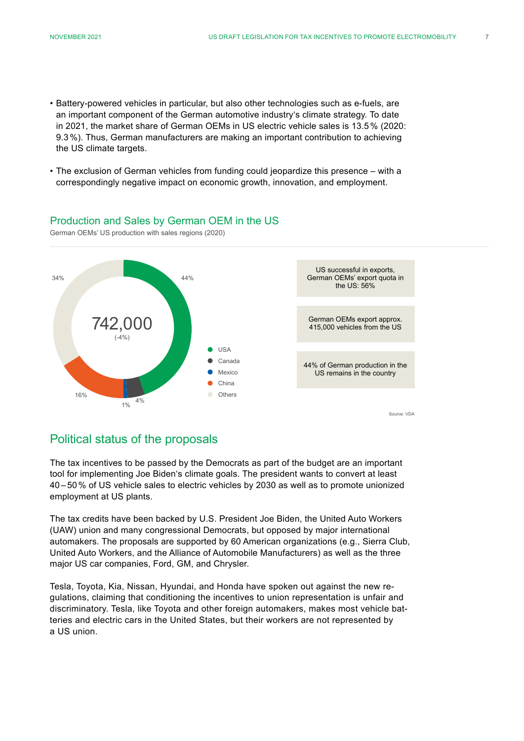- Battery-powered vehicles in particular, but also other technologies such as e-fuels, are an important component of the German automotive industry's climate strategy. To date in 2021, the market share of German OEMs in US electric vehicle sales is 13.5 % (2020: 9.3 %). Thus, German manufacturers are making an important contribution to achieving the US climate targets.
- The exclusion of German vehicles from funding could jeopardize this presence – with a correspondingly negative impact on economic growth, innovation, and employment.

## Production and Sales by German OEM in the US

German OEMs' US production with sales regions (2020)

742,000
(-4%)

| Region | Share |
|---|---|
| USA | 44% |
| Canada | 4% |
| Mexico | 1% |
| China | 16% |
| Others | 34% |

US successful in exports, German OEMs' export quota in the US: 56%

German OEMs export approx. 415,000 vehicles from the US

44% of German production in the US remains in the country

Source: VDA

## Political status of the proposals

The tax incentives to be passed by the Democrats as part of the budget are an important tool for implementing Joe Biden's climate goals. The president wants to convert at least 40 – 50 % of US vehicle sales to electric vehicles by 2030 as well as to promote unionized employment at US plants.

The tax credits have been backed by U.S. President Joe Biden, the United Auto Workers (UAW) union and many congressional Democrats, but opposed by major international automakers. The proposals are supported by 60 American organizations (e.g., Sierra Club, United Auto Workers, and the Alliance of Automobile Manufacturers) as well as the three major US car companies, Ford, GM, and Chrysler.

Tesla, Toyota, Kia, Nissan, Hyundai, and Honda have spoken out against the new regulations, claiming that conditioning the incentives to union representation is unfair and discriminatory. Tesla, like Toyota and other foreign automakers, makes most vehicle batteries and electric cars in the United States, but their workers are not represented by a US union.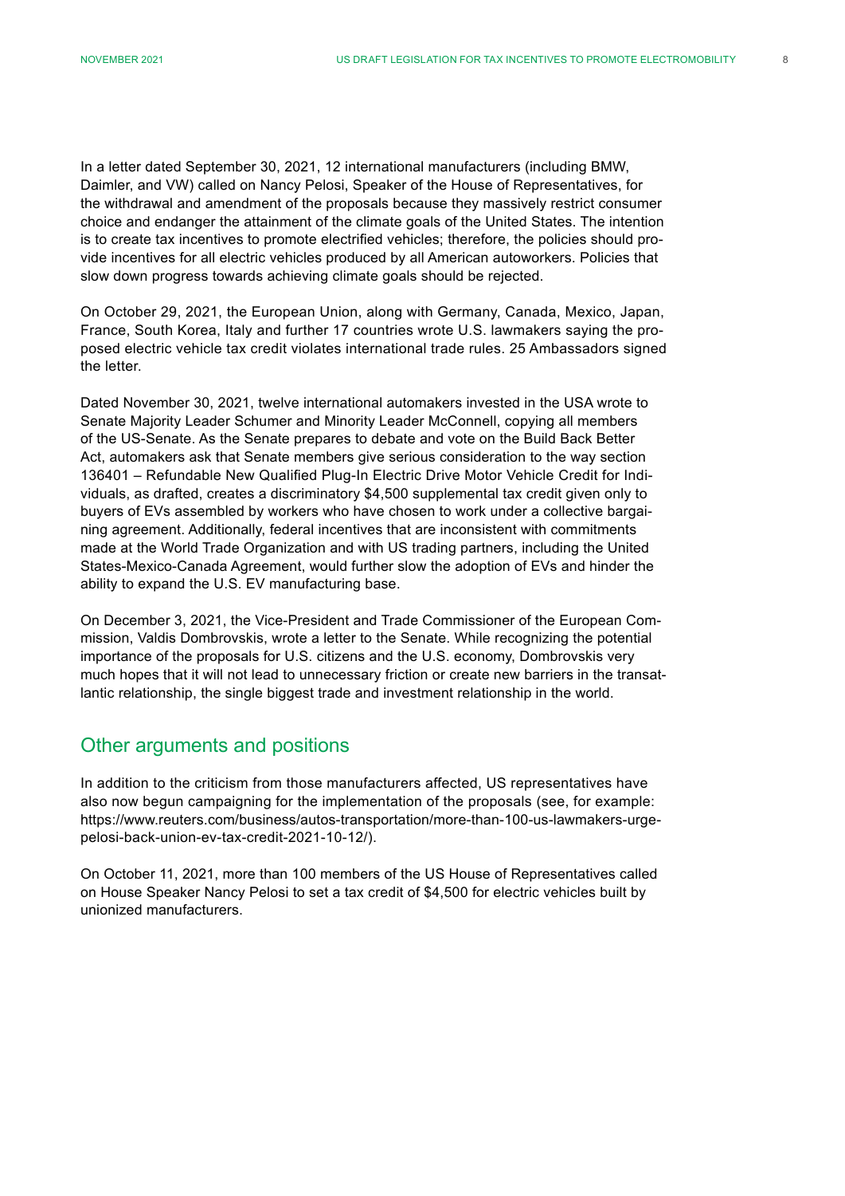In a letter dated September 30, 2021, 12 international manufacturers (including BMW, Daimler, and VW) called on Nancy Pelosi, Speaker of the House of Representatives, for the withdrawal and amendment of the proposals because they massively restrict consumer choice and endanger the attainment of the climate goals of the United States. The intention is to create tax incentives to promote electrified vehicles; therefore, the policies should provide incentives for all electric vehicles produced by all American autoworkers. Policies that slow down progress towards achieving climate goals should be rejected.

On October 29, 2021, the European Union, along with Germany, Canada, Mexico, Japan, France, South Korea, Italy and further 17 countries wrote U.S. lawmakers saying the proposed electric vehicle tax credit violates international trade rules. 25 Ambassadors signed the letter.

Dated November 30, 2021, twelve international automakers invested in the USA wrote to Senate Majority Leader Schumer and Minority Leader McConnell, copying all members of the US-Senate. As the Senate prepares to debate and vote on the Build Back Better Act, automakers ask that Senate members give serious consideration to the way section 136401 – Refundable New Qualified Plug-In Electric Drive Motor Vehicle Credit for Individuals, as drafted, creates a discriminatory $4,500 supplemental tax credit given only to buyers of EVs assembled by workers who have chosen to work under a collective bargaining agreement. Additionally, federal incentives that are inconsistent with commitments made at the World Trade Organization and with US trading partners, including the United States-Mexico-Canada Agreement, would further slow the adoption of EVs and hinder the ability to expand the U.S. EV manufacturing base.

On December 3, 2021, the Vice-President and Trade Commissioner of the European Commission, Valdis Dombrovskis, wrote a letter to the Senate. While recognizing the potential importance of the proposals for U.S. citizens and the U.S. economy, Dombrovskis very much hopes that it will not lead to unnecessary friction or create new barriers in the transatlantic relationship, the single biggest trade and investment relationship in the world.

## Other arguments and positions

In addition to the criticism from those manufacturers affected, US representatives have also now begun campaigning for the implementation of the proposals (see, for example: https://www.reuters.com/business/autos-transportation/more-than-100-us-lawmakers-urge-pelosi-back-union-ev-tax-credit-2021-10-12/).

On October 11, 2021, more than 100 members of the US House of Representatives called on House Speaker Nancy Pelosi to set a tax credit of $4,500 for electric vehicles built by unionized manufacturers.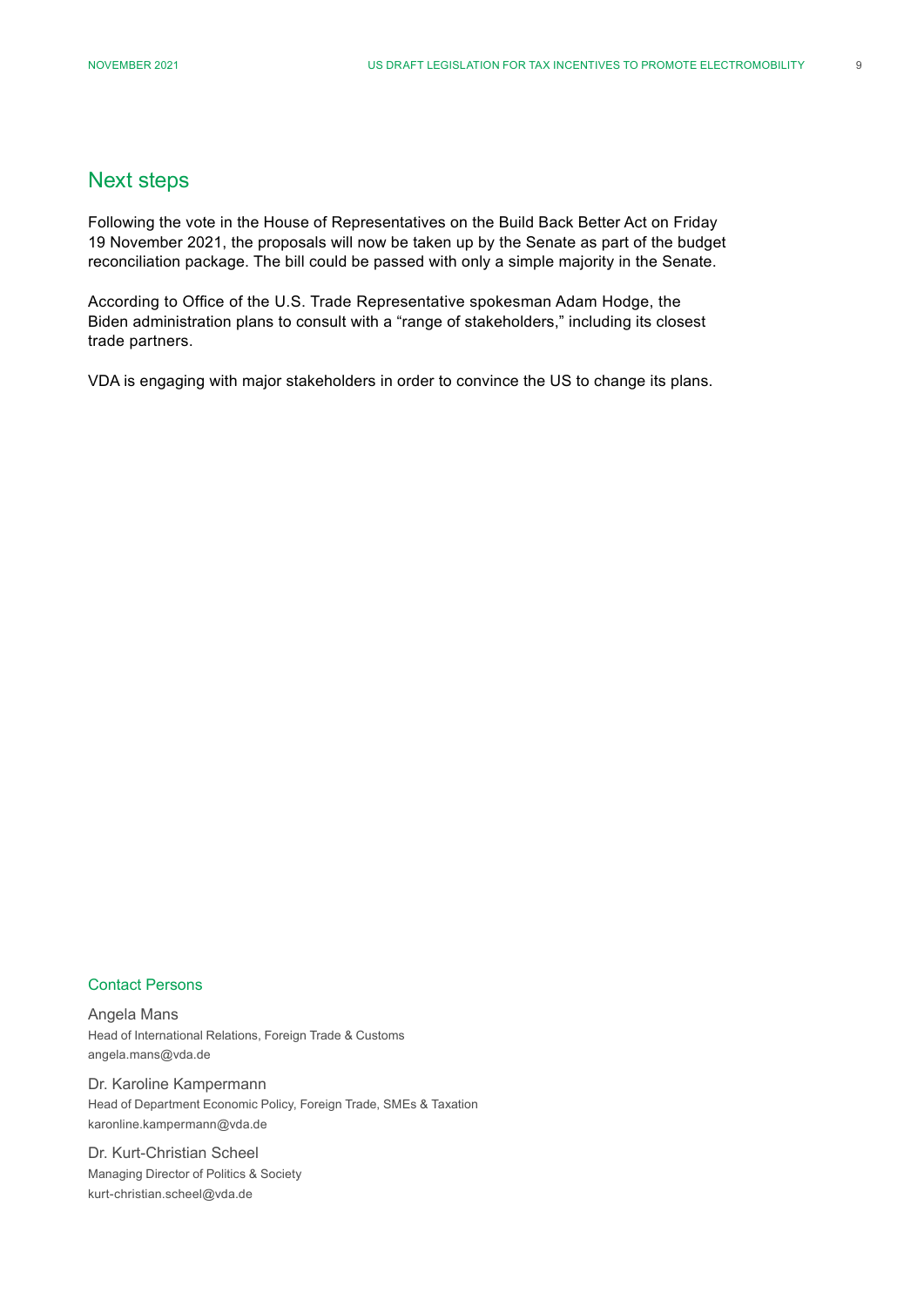## Next steps

Following the vote in the House of Representatives on the Build Back Better Act on Friday 19 November 2021, the proposals will now be taken up by the Senate as part of the budget reconciliation package. The bill could be passed with only a simple majority in the Senate.

According to Office of the U.S. Trade Representative spokesman Adam Hodge, the Biden administration plans to consult with a “range of stakeholders,” including its closest trade partners.

VDA is engaging with major stakeholders in order to convince the US to change its plans.

### Contact Persons

Angela Mans
Head of International Relations, Foreign Trade & Customs
angela.mans@vda.de

Dr. Karoline Kampermann
Head of Department Economic Policy, Foreign Trade, SMEs & Taxation
karonline.kampermann@vda.de

Dr. Kurt-Christian Scheel
Managing Director of Politics & Society
kurt-christian.scheel@vda.de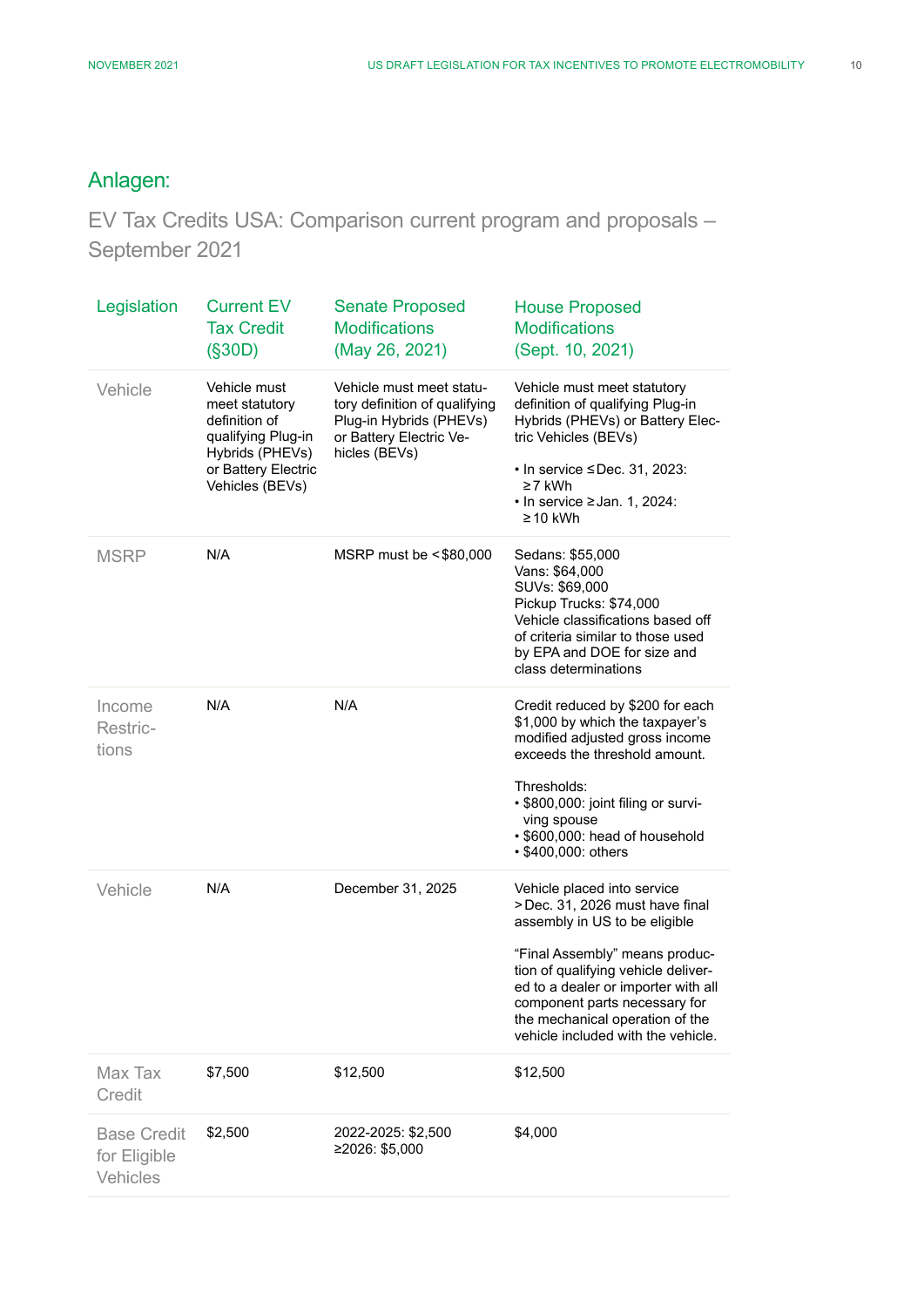## Anlagen:

### EV Tax Credits USA: Comparison current program and proposals – September 2021

| Legislation | Current EV Tax Credit (§30D) | Senate Proposed Modifications (May 26, 2021) | House Proposed Modifications (Sept. 10, 2021) |
|---|---|---|---|
| Vehicle | Vehicle must meet statutory definition of qualifying Plug-in Hybrids (PHEVs) or Battery Electric Vehicles (BEVs) | Vehicle must meet statutory definition of qualifying Plug-in Hybrids (PHEVs) or Battery Electric Vehicles (BEVs) | Vehicle must meet statutory definition of qualifying Plug-in Hybrids (PHEVs) or Battery Electric Vehicles (BEVs)<br><br>• In service ≤ Dec. 31, 2023: ≥ 7 kWh<br>• In service ≥ Jan. 1, 2024: ≥ 10 kWh |
| MSRP | N/A | MSRP must be < $80,000 | Sedans: $55,000<br>Vans: $64,000<br>SUVs: $69,000<br>Pickup Trucks: $74,000<br>Vehicle classifications based off of criteria similar to those used by EPA and DOE for size and class determinations |
| Income Restrictions | N/A | N/A | Credit reduced by $200 for each $1,000 by which the taxpayer's modified adjusted gross income exceeds the threshold amount.<br><br>Thresholds:<br>• $800,000: joint filing or surviving spouse<br>• $600,000: head of household<br>• $400,000: others |
| Vehicle | N/A | December 31, 2025 | Vehicle placed into service > Dec. 31, 2026 must have final assembly in US to be eligible<br><br>"Final Assembly" means production of qualifying vehicle delivered to a dealer or importer with all component parts necessary for the mechanical operation of the vehicle included with the vehicle. |
| Max Tax Credit | $7,500 | $12,500 | $12,500 |
| Base Credit for Eligible Vehicles | $2,500 | 2022-2025: $2,500<br>≥2026: $5,000 | $4,000 |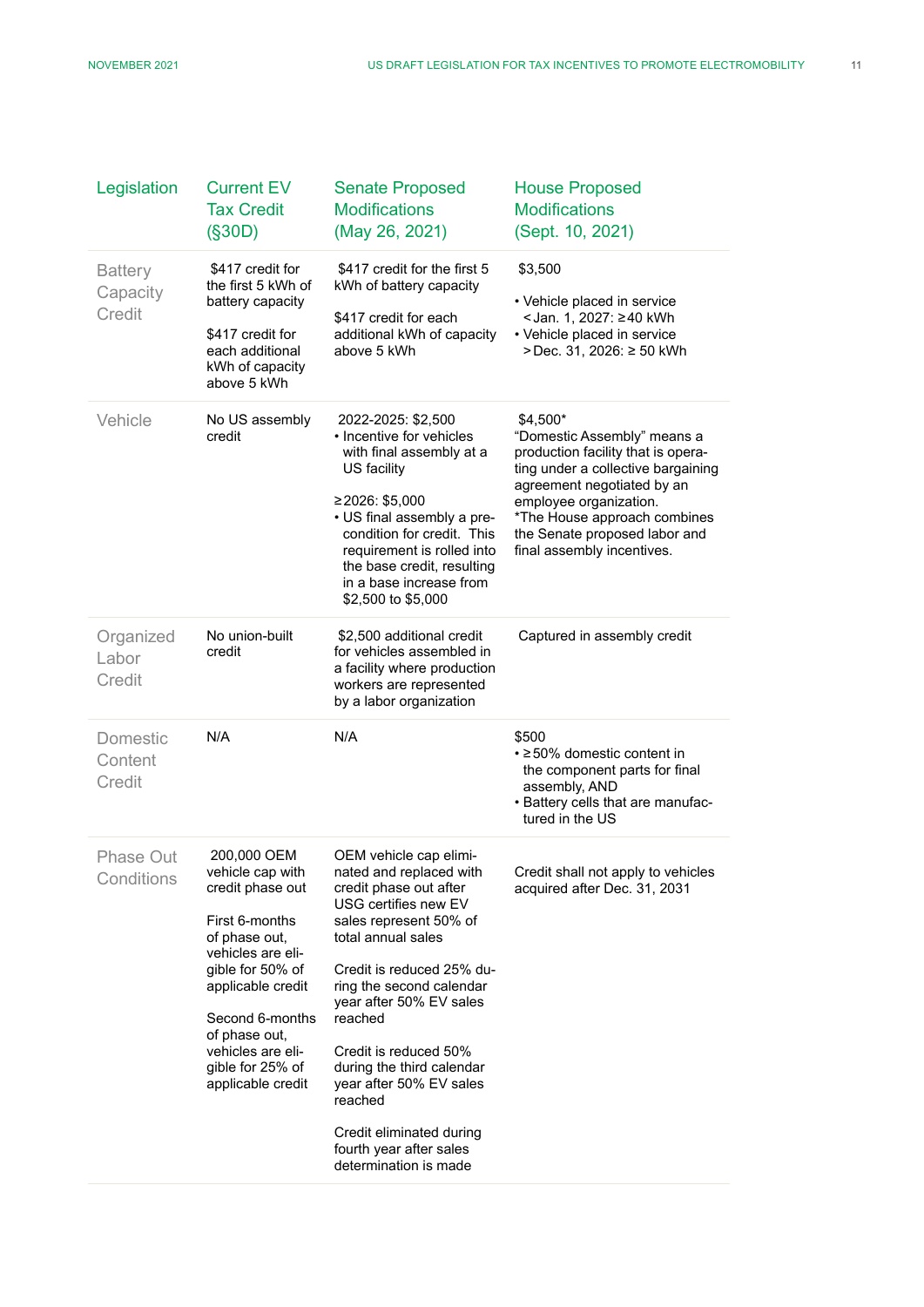| Legislation | Current EV Tax Credit (§30D) | Senate Proposed Modifications (May 26, 2021) | House Proposed Modifications (Sept. 10, 2021) |
|---|---|---|---|
| Battery Capacity Credit | $417 credit for the first 5 kWh of battery capacity<br><br>$417 credit for each additional kWh of capacity above 5 kWh | $417 credit for the first 5 kWh of battery capacity<br><br>$417 credit for each additional kWh of capacity above 5 kWh | $3,500<br><br>• Vehicle placed in service < Jan. 1, 2027: ≥40 kWh<br>• Vehicle placed in service > Dec. 31, 2026: ≥ 50 kWh |
| Vehicle | No US assembly credit | 2022-2025: $2,500<br>• Incentive for vehicles with final assembly at a US facility<br><br>≥2026: $5,000<br>• US final assembly a pre-condition for credit. This requirement is rolled into the base credit, resulting in a base increase from $2,500 to $5,000 | $4,500*<br>"Domestic Assembly" means a production facility that is operating under a collective bargaining agreement negotiated by an employee organization.<br>*The House approach combines the Senate proposed labor and final assembly incentives. |
| Organized Labor Credit | No union-built credit | $2,500 additional credit for vehicles assembled in a facility where production workers are represented by a labor organization | Captured in assembly credit |
| Domestic Content Credit | N/A | N/A | $500<br>• ≥50% domestic content in the component parts for final assembly, AND<br>• Battery cells that are manufactured in the US |
| Phase Out Conditions | 200,000 OEM vehicle cap with credit phase out<br><br>First 6-months of phase out, vehicles are eligible for 50% of applicable credit<br><br>Second 6-months of phase out, vehicles are eligible for 25% of applicable credit | OEM vehicle cap eliminated and replaced with credit phase out after USG certifies new EV sales represent 50% of total annual sales<br><br>Credit is reduced 25% during the second calendar year after 50% EV sales reached<br><br>Credit is reduced 50% during the third calendar year after 50% EV sales reached<br><br>Credit eliminated during fourth year after sales determination is made | Credit shall not apply to vehicles acquired after Dec. 31, 2031 |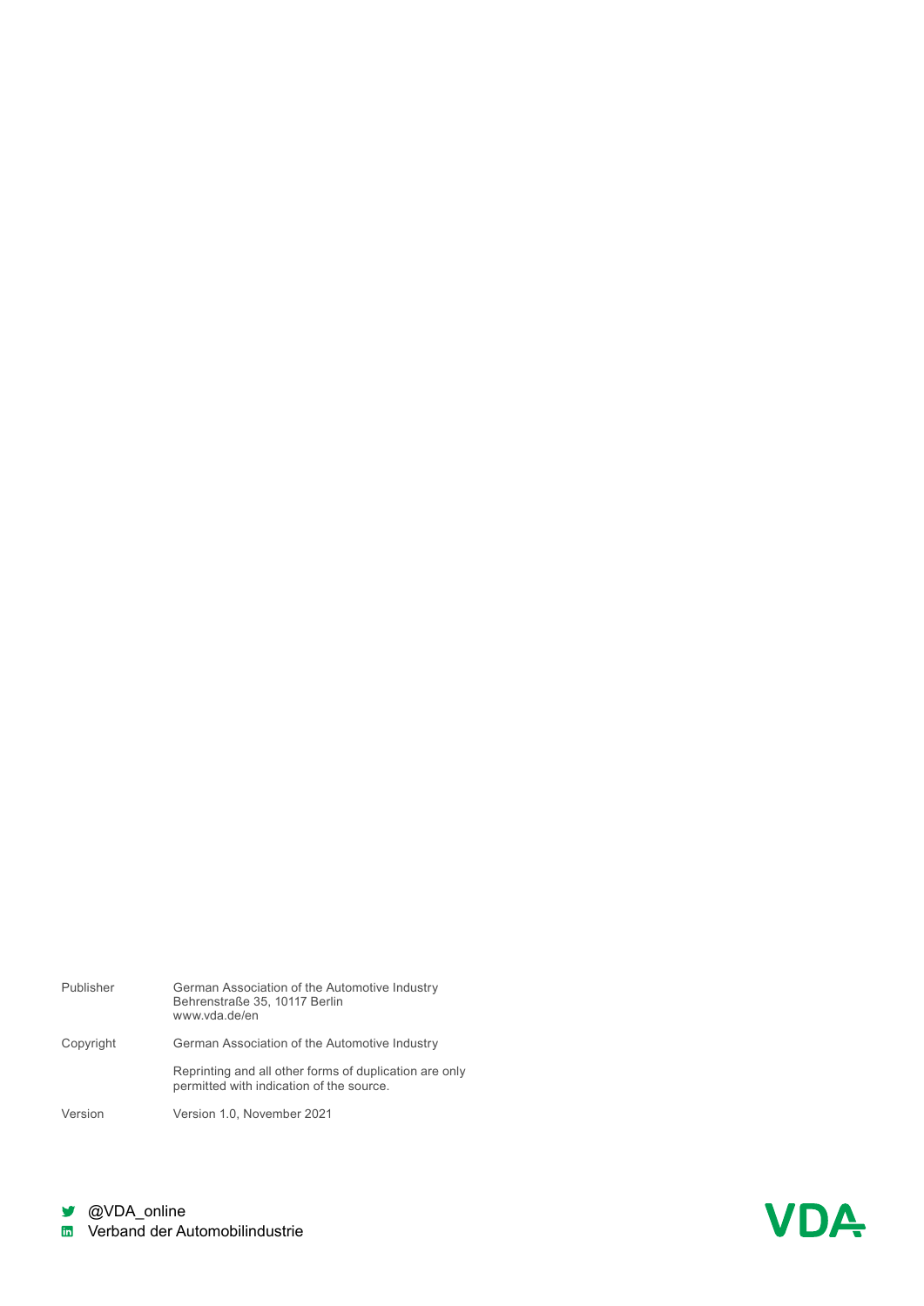| | |
|---|---|
| Publisher | German Association of the Automotive Industry<br>Behrenstraße 35, 10117 Berlin<br>www.vda.de/en |
| Copyright | German Association of the Automotive Industry |
| | Reprinting and all other forms of duplication are only permitted with indication of the source. |
| Version | Version 1.0, November 2021 |

@VDA_online

Verband der Automobilindustrie

VDA